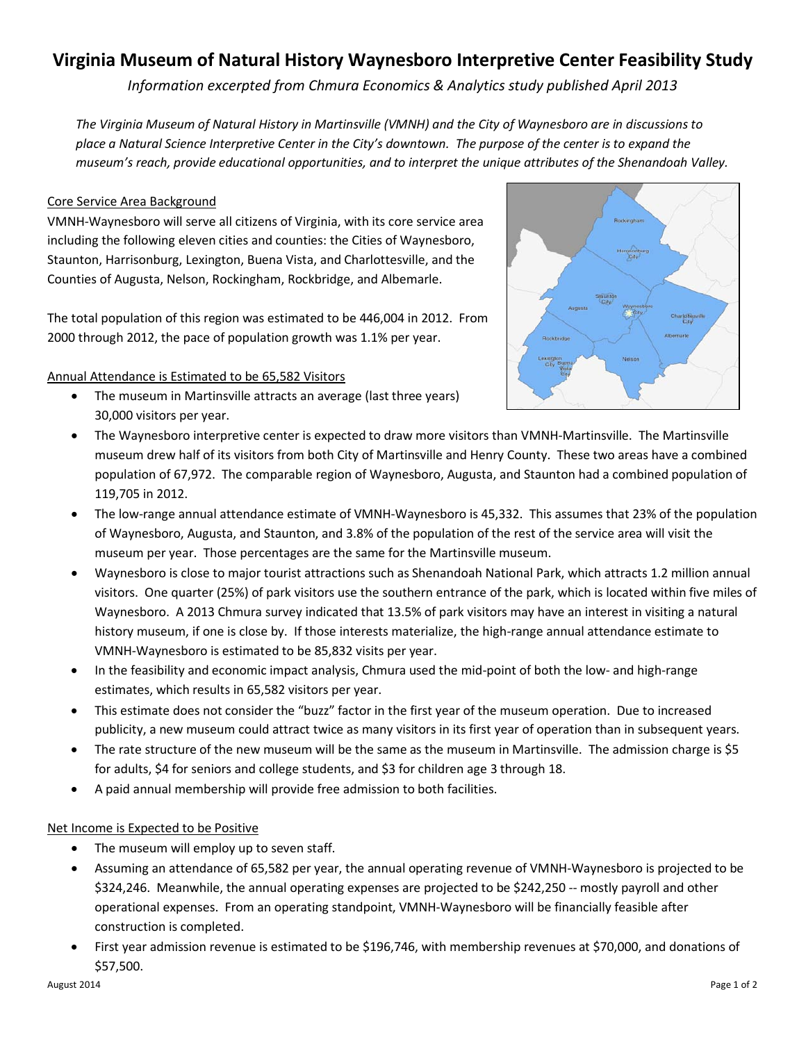# Virginia Museum of Natural History Waynesboro Interpretive Center Feasibility Study

*Information excerpted from Chmura Economics & Analytics study published April 2013*

*The Virginia Museum of Natural History in Martinsville (VMNH) and the City of Waynesboro are in discussions to place a Natural Science Interpretive Center in the City's downtown. The purpose of the center is to expand the museum's reach, provide educational opportunities, and to interpret the unique attributes of the Shenandoah Valley.*

## Core Service Area Background

VMNH-Waynesboro will serve all citizens of Virginia, with its core service area including the following eleven cities and counties: the Cities of Waynesboro, Staunton, Harrisonburg, Lexington, Buena Vista, and Charlottesville, and the Counties of Augusta, Nelson, Rockingham, Rockbridge, and Albemarle.

The total population of this region was estimated to be 446,004 in 2012. From 2000 through 2012, the pace of population growth was 1.1% per year.

## Annual Attendance is Estimated to be 65,582 Visitors

- The museum in Martinsville attracts an average (last three years) 30,000 visitors per year.
- The Waynesboro interpretive center is expected to draw more visitors than VMNH-Martinsville. The Martinsville museum drew half of its visitors from both City of Martinsville and Henry County. These two areas have a combined population of 67,972. The comparable region of Waynesboro, Augusta, and Staunton had a combined population of 119,705 in 2012.
- The low-range annual attendance estimate of VMNH-Waynesboro is 45,332. This assumes that 23% of the population of Waynesboro, Augusta, and Staunton, and 3.8% of the population of the rest of the service area will visit the museum per year. Those percentages are the same for the Martinsville museum.
- Waynesboro is close to major tourist attractions such as Shenandoah National Park, which attracts 1.2 million annual visitors. One quarter (25%) of park visitors use the southern entrance of the park, which is located within five miles of Waynesboro. A 2013 Chmura survey indicated that 13.5% of park visitors may have an interest in visiting a natural history museum, if one is close by. If those interests materialize, the high-range annual attendance estimate to VMNH-Waynesboro is estimated to be 85,832 visits per year.
- In the feasibility and economic impact analysis, Chmura used the mid-point of both the low- and high-range estimates, which results in 65,582 visitors per year.
- This estimate does not consider the "buzz" factor in the first year of the museum operation. Due to increased publicity, a new museum could attract twice as many visitors in its first year of operation than in subsequent years.
- The rate structure of the new museum will be the same as the museum in Martinsville. The admission charge is $5 for adults, $4 for seniors and college students, and $3 for children age 3 through 18.
- A paid annual membership will provide free admission to both facilities.

## Net Income is Expected to be Positive

- The museum will employ up to seven staff.
- Assuming an attendance of 65,582 per year, the annual operating revenue of VMNH-Waynesboro is projected to be $324,246. Meanwhile, the annual operating expenses are projected to be $242,250 -- mostly payroll and other operational expenses. From an operating standpoint, VMNH-Waynesboro will be financially feasible after construction is completed.
- First year admission revenue is estimated to be $196,746, with membership revenues at $70,000, and donations of $57,500.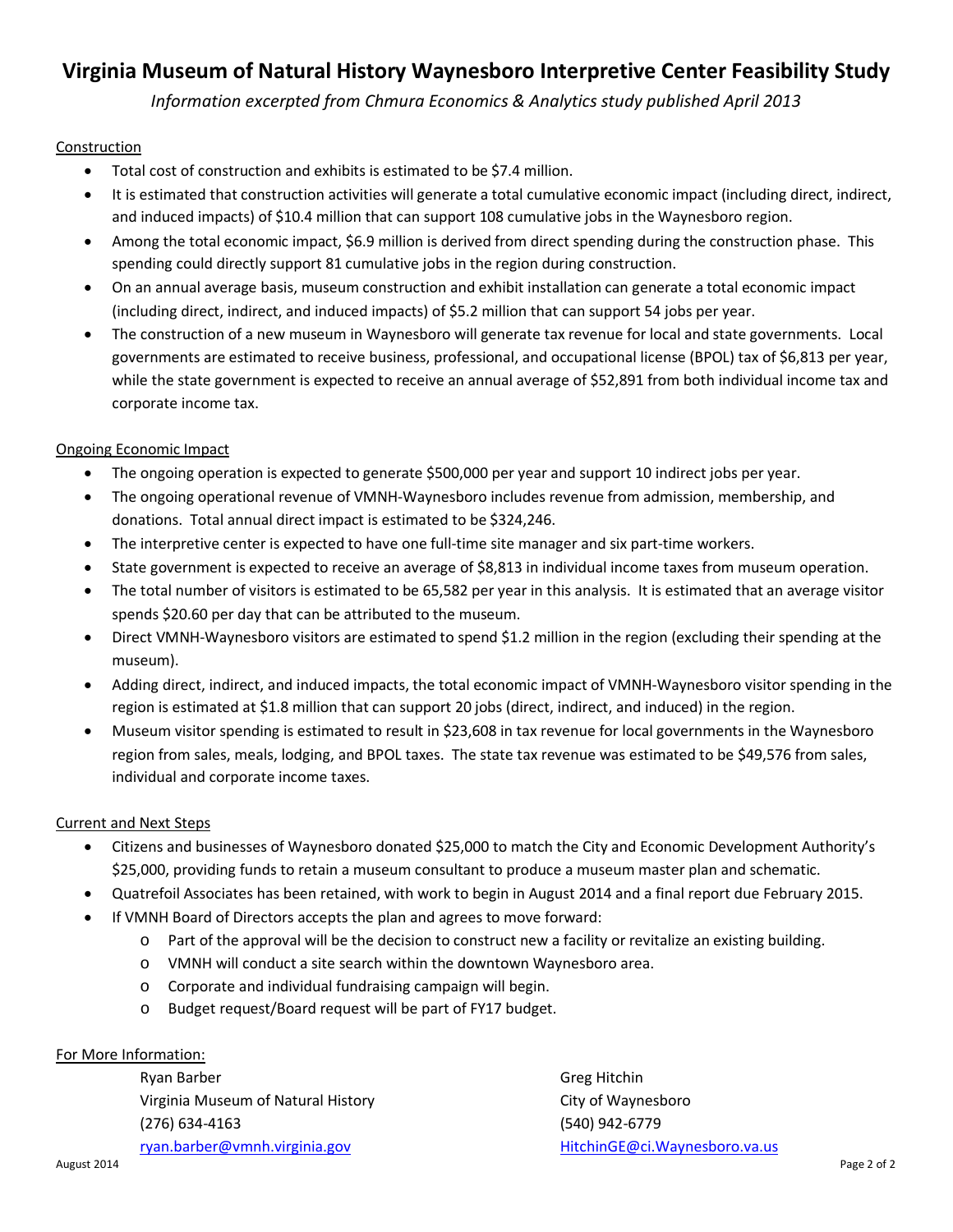# Virginia Museum of Natural History Waynesboro Interpretive Center Feasibility Study

*Information excerpted from Chmura Economics & Analytics study published April 2013*

## Construction

- Total cost of construction and exhibits is estimated to be $7.4 million.
- It is estimated that construction activities will generate a total cumulative economic impact (including direct, indirect, and induced impacts) of $10.4 million that can support 108 cumulative jobs in the Waynesboro region.
- Among the total economic impact, $6.9 million is derived from direct spending during the construction phase. This spending could directly support 81 cumulative jobs in the region during construction.
- On an annual average basis, museum construction and exhibit installation can generate a total economic impact (including direct, indirect, and induced impacts) of $5.2 million that can support 54 jobs per year.
- The construction of a new museum in Waynesboro will generate tax revenue for local and state governments. Local governments are estimated to receive business, professional, and occupational license (BPOL) tax of $6,813 per year, while the state government is expected to receive an annual average of $52,891 from both individual income tax and corporate income tax.

## Ongoing Economic Impact

- The ongoing operation is expected to generate $500,000 per year and support 10 indirect jobs per year.
- The ongoing operational revenue of VMNH-Waynesboro includes revenue from admission, membership, and donations. Total annual direct impact is estimated to be $324,246.
- The interpretive center is expected to have one full-time site manager and six part-time workers.
- State government is expected to receive an average of $8,813 in individual income taxes from museum operation.
- The total number of visitors is estimated to be 65,582 per year in this analysis. It is estimated that an average visitor spends $20.60 per day that can be attributed to the museum.
- Direct VMNH-Waynesboro visitors are estimated to spend $1.2 million in the region (excluding their spending at the museum).
- Adding direct, indirect, and induced impacts, the total economic impact of VMNH-Waynesboro visitor spending in the region is estimated at $1.8 million that can support 20 jobs (direct, indirect, and induced) in the region.
- Museum visitor spending is estimated to result in $23,608 in tax revenue for local governments in the Waynesboro region from sales, meals, lodging, and BPOL taxes. The state tax revenue was estimated to be $49,576 from sales, individual and corporate income taxes.

## Current and Next Steps

- Citizens and businesses of Waynesboro donated $25,000 to match the City and Economic Development Authority's $25,000, providing funds to retain a museum consultant to produce a museum master plan and schematic.
- Quatrefoil Associates has been retained, with work to begin in August 2014 and a final report due February 2015.
- If VMNH Board of Directors accepts the plan and agrees to move forward:
  - Part of the approval will be the decision to construct new a facility or revitalize an existing building.
  - VMNH will conduct a site search within the downtown Waynesboro area.
  - Corporate and individual fundraising campaign will begin.
  - Budget request/Board request will be part of FY17 budget.

## For More Information:

Ryan Barber
Virginia Museum of Natural History
(276) 634-4163
ryan.barber@vmnh.virginia.gov

Greg Hitchin
City of Waynesboro
(540) 942-6779
HitchinGE@ci.Waynesboro.va.us

August 2014